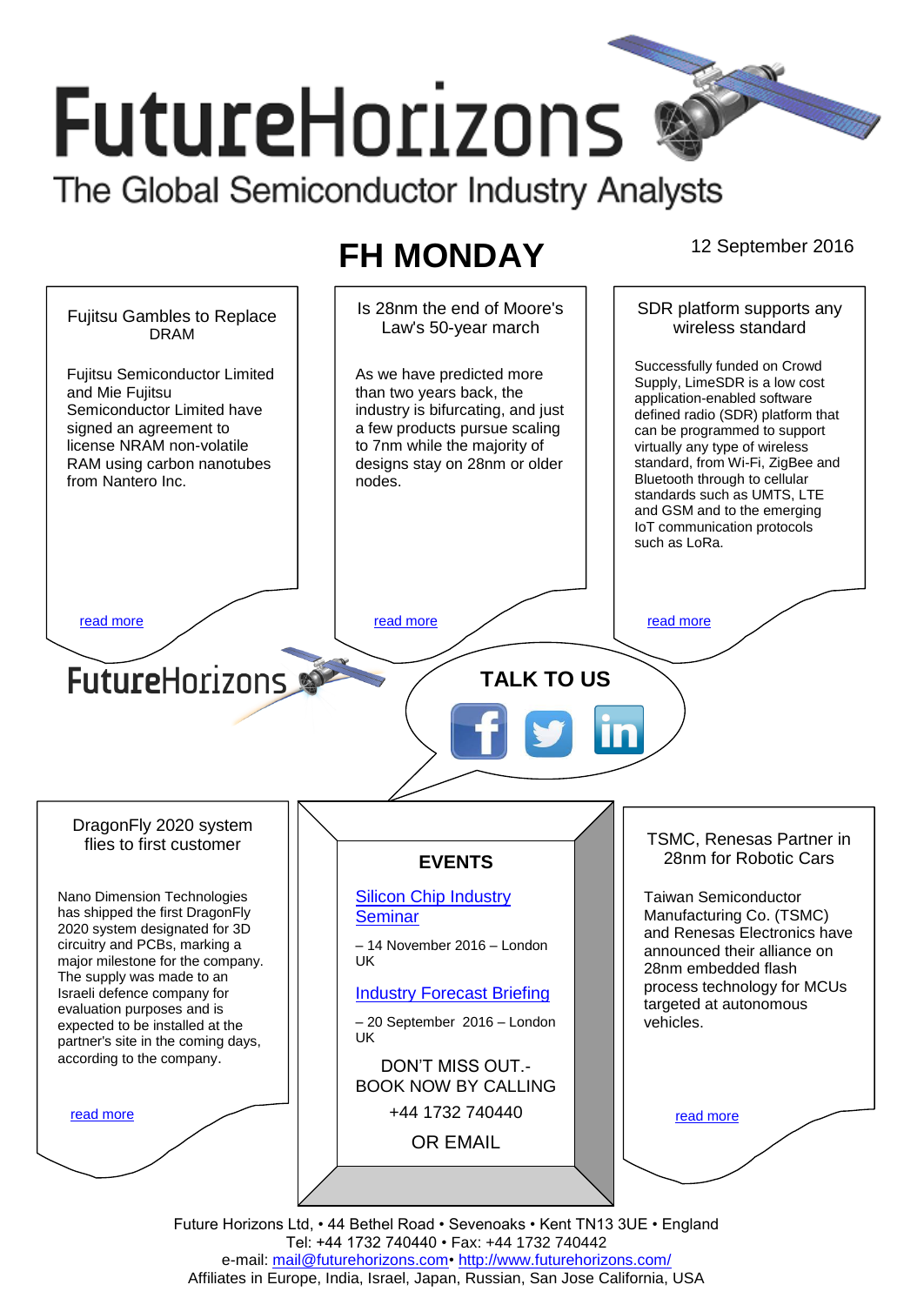# FutureHorizons

The Global Semiconductor Industry Analysts

## FH MONDAY

12 September 2016

### Fujitsu Gambles to Replace DRAM

Fujitsu Semiconductor Limited and Mie Fujitsu Semiconductor Limited have signed an agreement to license NRAM non-volatile RAM using carbon nanotubes from Nantero Inc.

read more

### Is 28nm the end of Moore's Law's 50-year march

As we have predicted more than two years back, the industry is bifurcating, and just a few products pursue scaling to 7nm while the majority of designs stay on 28nm or older nodes.

read more

### SDR platform supports any wireless standard

Successfully funded on Crowd Supply, LimeSDR is a low cost application-enabled software defined radio (SDR) platform that can be programmed to support virtually any type of wireless standard, from Wi-Fi, ZigBee and Bluetooth through to cellular standards such as UMTS, LTE and GSM and to the emerging IoT communication protocols such as LoRa.

read more

FutureHorizons

**TALK TO US**

### DragonFly 2020 system flies to first customer

Nano Dimension Technologies has shipped the first DragonFly 2020 system designated for 3D circuitry and PCBs, marking a major milestone for the company. The supply was made to an Israeli defence company for evaluation purposes and is expected to be installed at the partner's site in the coming days, according to the company.

read more

### EVENTS

Silicon Chip Industry Seminar

– 14 November 2016 – London UK

Industry Forecast Briefing

– 20 September 2016 – London UK

DON'T MISS OUT.- BOOK NOW BY CALLING

+44 1732 740440

OR EMAIL

### TSMC, Renesas Partner in 28nm for Robotic Cars

Taiwan Semiconductor Manufacturing Co. (TSMC) and Renesas Electronics have announced their alliance on 28nm embedded flash process technology for MCUs targeted at autonomous vehicles.

read more

Future Horizons Ltd, • 44 Bethel Road • Sevenoaks • Kent TN13 3UE • England
Tel: +44 1732 740440 • Fax: +44 1732 740442
e-mail: mail@futurehorizons.com• http://www.futurehorizons.com/
Affiliates in Europe, India, Israel, Japan, Russian, San Jose California, USA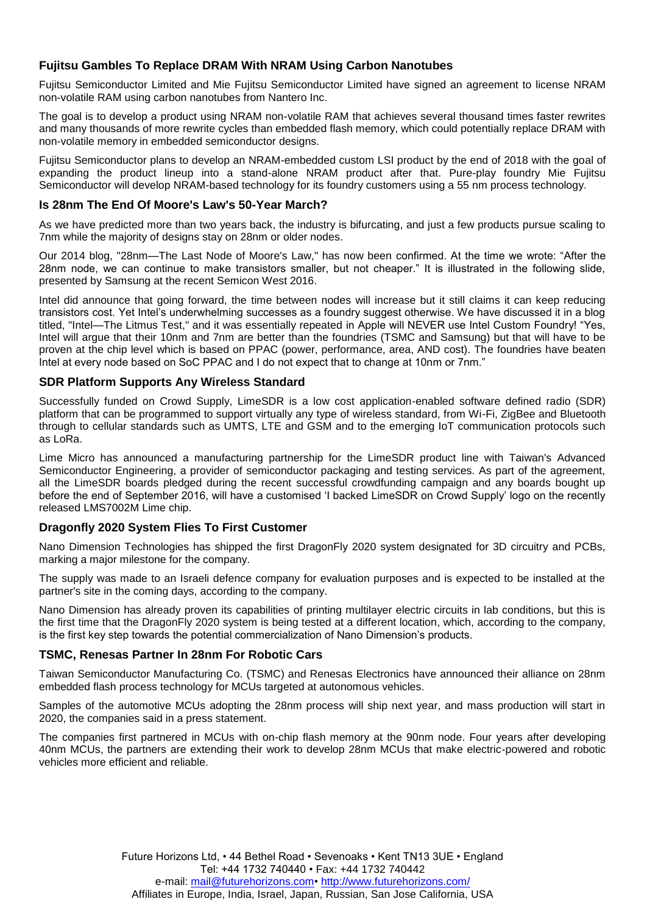### Fujitsu Gambles To Replace DRAM With NRAM Using Carbon Nanotubes

Fujitsu Semiconductor Limited and Mie Fujitsu Semiconductor Limited have signed an agreement to license NRAM non-volatile RAM using carbon nanotubes from Nantero Inc.

The goal is to develop a product using NRAM non-volatile RAM that achieves several thousand times faster rewrites and many thousands of more rewrite cycles than embedded flash memory, which could potentially replace DRAM with non-volatile memory in embedded semiconductor designs.

Fujitsu Semiconductor plans to develop an NRAM-embedded custom LSI product by the end of 2018 with the goal of expanding the product lineup into a stand-alone NRAM product after that. Pure-play foundry Mie Fujitsu Semiconductor will develop NRAM-based technology for its foundry customers using a 55 nm process technology.

### Is 28nm The End Of Moore's Law's 50-Year March?

As we have predicted more than two years back, the industry is bifurcating, and just a few products pursue scaling to 7nm while the majority of designs stay on 28nm or older nodes.

Our 2014 blog, "28nm—The Last Node of Moore's Law," has now been confirmed. At the time we wrote: "After the 28nm node, we can continue to make transistors smaller, but not cheaper." It is illustrated in the following slide, presented by Samsung at the recent Semicon West 2016.

Intel did announce that going forward, the time between nodes will increase but it still claims it can keep reducing transistors cost. Yet Intel's underwhelming successes as a foundry suggest otherwise. We have discussed it in a blog titled, "Intel—The Litmus Test," and it was essentially repeated in Apple will NEVER use Intel Custom Foundry! "Yes, Intel will argue that their 10nm and 7nm are better than the foundries (TSMC and Samsung) but that will have to be proven at the chip level which is based on PPAC (power, performance, area, AND cost). The foundries have beaten Intel at every node based on SoC PPAC and I do not expect that to change at 10nm or 7nm."

### SDR Platform Supports Any Wireless Standard

Successfully funded on Crowd Supply, LimeSDR is a low cost application-enabled software defined radio (SDR) platform that can be programmed to support virtually any type of wireless standard, from Wi-Fi, ZigBee and Bluetooth through to cellular standards such as UMTS, LTE and GSM and to the emerging IoT communication protocols such as LoRa.

Lime Micro has announced a manufacturing partnership for the LimeSDR product line with Taiwan's Advanced Semiconductor Engineering, a provider of semiconductor packaging and testing services. As part of the agreement, all the LimeSDR boards pledged during the recent successful crowdfunding campaign and any boards bought up before the end of September 2016, will have a customised 'I backed LimeSDR on Crowd Supply' logo on the recently released LMS7002M Lime chip.

### Dragonfly 2020 System Flies To First Customer

Nano Dimension Technologies has shipped the first DragonFly 2020 system designated for 3D circuitry and PCBs, marking a major milestone for the company.

The supply was made to an Israeli defence company for evaluation purposes and is expected to be installed at the partner's site in the coming days, according to the company.

Nano Dimension has already proven its capabilities of printing multilayer electric circuits in lab conditions, but this is the first time that the DragonFly 2020 system is being tested at a different location, which, according to the company, is the first key step towards the potential commercialization of Nano Dimension's products.

### TSMC, Renesas Partner In 28nm For Robotic Cars

Taiwan Semiconductor Manufacturing Co. (TSMC) and Renesas Electronics have announced their alliance on 28nm embedded flash process technology for MCUs targeted at autonomous vehicles.

Samples of the automotive MCUs adopting the 28nm process will ship next year, and mass production will start in 2020, the companies said in a press statement.

The companies first partnered in MCUs with on-chip flash memory at the 90nm node. Four years after developing 40nm MCUs, the partners are extending their work to develop 28nm MCUs that make electric-powered and robotic vehicles more efficient and reliable.

Future Horizons Ltd, • 44 Bethel Road • Sevenoaks • Kent TN13 3UE • England
Tel: +44 1732 740440 • Fax: +44 1732 740442
e-mail: mail@futurehorizons.com• http://www.futurehorizons.com/
Affiliates in Europe, India, Israel, Japan, Russian, San Jose California, USA